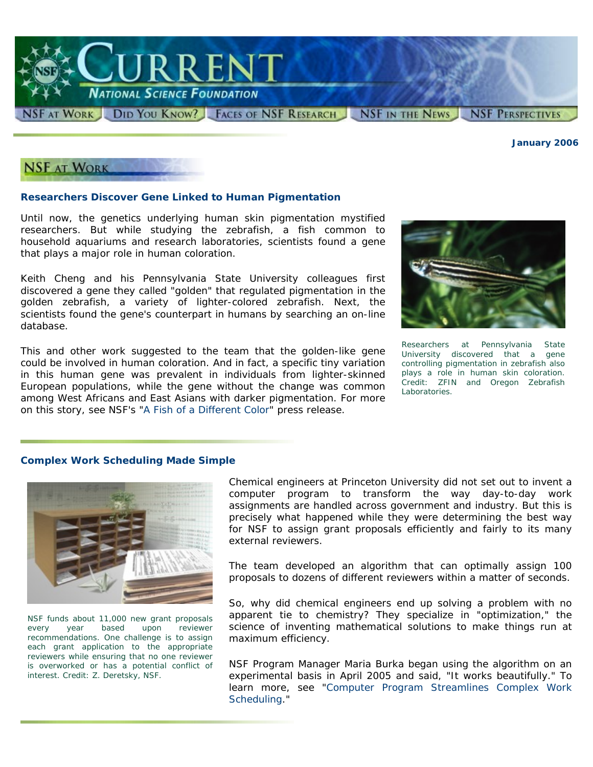# Current

## National Science Foundation

NSF at Work | Did You Know? | Faces of NSF Research | NSF in the News | NSF Perspectives

**January 2006**

## NSF at Work

### Researchers Discover Gene Linked to Human Pigmentation

Until now, the genetics underlying human skin pigmentation mystified researchers. But while studying the zebrafish, a fish common to household aquariums and research laboratories, scientists found a gene that plays a major role in human coloration.

Keith Cheng and his Pennsylvania State University colleagues first discovered a gene they called "golden" that regulated pigmentation in the golden zebrafish, a variety of lighter-colored zebrafish. Next, the scientists found the gene's counterpart in humans by searching an on-line database.

This and other work suggested to the team that the golden-like gene could be involved in human coloration. And in fact, a specific tiny variation in this human gene was prevalent in individuals from lighter-skinned European populations, while the gene without the change was common among West Africans and East Asians with darker pigmentation. For more on this story, see NSF's "A Fish of a Different Color" press release.

Researchers at Pennsylvania State University discovered that a gene controlling pigmentation in zebrafish also plays a role in human skin coloration. Credit: ZFIN and Oregon Zebrafish Laboratories.

### Complex Work Scheduling Made Simple

Chemical engineers at Princeton University did not set out to invent a computer program to transform the way day-to-day work assignments are handled across government and industry. But this is precisely what happened while they were determining the best way for NSF to assign grant proposals efficiently and fairly to its many external reviewers.

The team developed an algorithm that can optimally assign 100 proposals to dozens of different reviewers within a matter of seconds.

So, why did chemical engineers end up solving a problem with no apparent tie to chemistry? They specialize in "optimization," the science of inventing mathematical solutions to make things run at maximum efficiency.

NSF Program Manager Maria Burka began using the algorithm on an experimental basis in April 2005 and said, "It works beautifully." To learn more, see "Computer Program Streamlines Complex Work Scheduling."

NSF funds about 11,000 new grant proposals every year based upon reviewer recommendations. One challenge is to assign each grant application to the appropriate reviewers while ensuring that no one reviewer is overworked or has a potential conflict of interest. Credit: Z. Deretsky, NSF.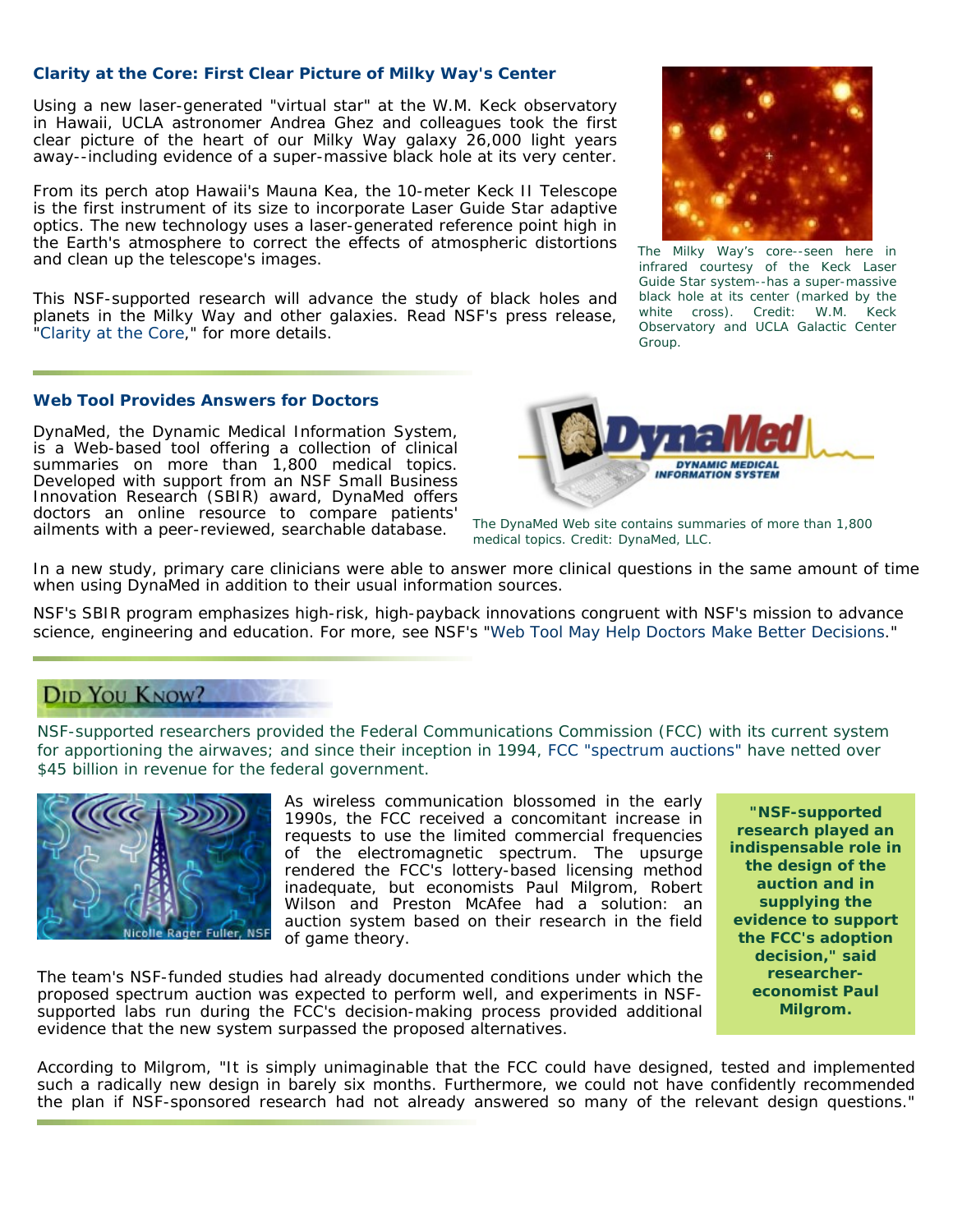### Clarity at the Core: First Clear Picture of Milky Way's Center

Using a new laser-generated "virtual star" at the W.M. Keck observatory in Hawaii, UCLA astronomer Andrea Ghez and colleagues took the first clear picture of the heart of our Milky Way galaxy 26,000 light years away--including evidence of a super-massive black hole at its very center.

From its perch atop Hawaii's Mauna Kea, the 10-meter Keck II Telescope is the first instrument of its size to incorporate Laser Guide Star adaptive optics. The new technology uses a laser-generated reference point high in the Earth's atmosphere to correct the effects of atmospheric distortions and clean up the telescope's images.

This NSF-supported research will advance the study of black holes and planets in the Milky Way and other galaxies. Read NSF's press release, "Clarity at the Core," for more details.

The Milky Way's core--seen here in infrared courtesy of the Keck Laser Guide Star system--has a super-massive black hole at its center (marked by the white cross). Credit: W.M. Keck Observatory and UCLA Galactic Center Group.

### Web Tool Provides Answers for Doctors

DynaMed, the Dynamic Medical Information System, is a Web-based tool offering a collection of clinical summaries on more than 1,800 medical topics. Developed with support from an NSF Small Business Innovation Research (SBIR) award, DynaMed offers doctors an online resource to compare patients' ailments with a peer-reviewed, searchable database.

The DynaMed Web site contains summaries of more than 1,800 medical topics. Credit: DynaMed, LLC.

In a new study, primary care clinicians were able to answer more clinical questions in the same amount of time when using DynaMed in addition to their usual information sources.

NSF's SBIR program emphasizes high-risk, high-payback innovations congruent with NSF's mission to advance science, engineering and education. For more, see NSF's "Web Tool May Help Doctors Make Better Decisions."

## Did You Know?

NSF-supported researchers provided the Federal Communications Commission (FCC) with its current system for apportioning the airwaves; and since their inception in 1994, FCC "spectrum auctions" have netted over $45 billion in revenue for the federal government.

As wireless communication blossomed in the early 1990s, the FCC received a concomitant increase in requests to use the limited commercial frequencies of the electromagnetic spectrum. The upsurge rendered the FCC's lottery-based licensing method inadequate, but economists Paul Milgrom, Robert Wilson and Preston McAfee had a solution: an auction system based on their research in the field of game theory.

The team's NSF-funded studies had already documented conditions under which the proposed spectrum auction was expected to perform well, and experiments in NSF-supported labs run during the FCC's decision-making process provided additional evidence that the new system surpassed the proposed alternatives.

**"NSF-supported research played an indispensable role in the design of the auction and in supplying the evidence to support the FCC's adoption decision," said researcher-economist Paul Milgrom.**

According to Milgrom, "It is simply unimaginable that the FCC could have designed, tested and implemented such a radically new design in barely six months. Furthermore, we could not have confidently recommended the plan if NSF-sponsored research had not already answered so many of the relevant design questions."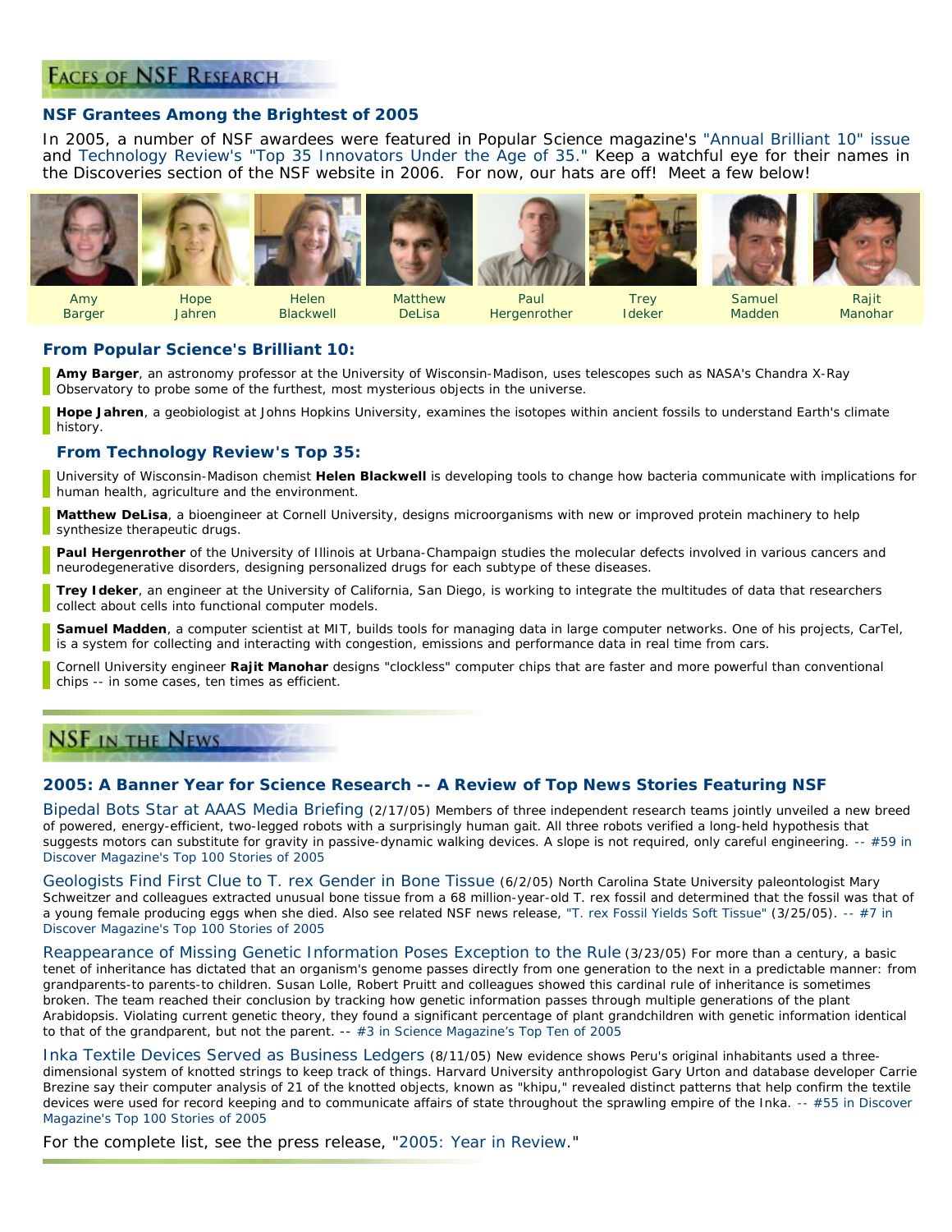# Faces of NSF Research

## NSF Grantees Among the Brightest of 2005

In 2005, a number of NSF awardees were featured in Popular Science magazine's "Annual Brilliant 10" issue and Technology Review's "Top 35 Innovators Under the Age of 35." Keep a watchful eye for their names in the Discoveries section of the NSF website in 2006. For now, our hats are off! Meet a few below!

| Amy Barger | Hope Jahren | Helen Blackwell | Matthew DeLisa | Paul Hergenrother | Trey Ideker | Samuel Madden | Rajit Manohar |
|---|---|---|---|---|---|---|---|

### From Popular Science's Brilliant 10:

**Amy Barger**, an astronomy professor at the University of Wisconsin-Madison, uses telescopes such as NASA's Chandra X-Ray Observatory to probe some of the furthest, most mysterious objects in the universe.

**Hope Jahren**, a geobiologist at Johns Hopkins University, examines the isotopes within ancient fossils to understand Earth's climate history.

### From Technology Review's Top 35:

University of Wisconsin-Madison chemist **Helen Blackwell** is developing tools to change how bacteria communicate with implications for human health, agriculture and the environment.

**Matthew DeLisa**, a bioengineer at Cornell University, designs microorganisms with new or improved protein machinery to help synthesize therapeutic drugs.

**Paul Hergenrother** of the University of Illinois at Urbana-Champaign studies the molecular defects involved in various cancers and neurodegenerative disorders, designing personalized drugs for each subtype of these diseases.

**Trey Ideker**, an engineer at the University of California, San Diego, is working to integrate the multitudes of data that researchers collect about cells into functional computer models.

**Samuel Madden**, a computer scientist at MIT, builds tools for managing data in large computer networks. One of his projects, CarTel, is a system for collecting and interacting with congestion, emissions and performance data in real time from cars.

Cornell University engineer **Rajit Manohar** designs "clockless" computer chips that are faster and more powerful than conventional chips -- in some cases, ten times as efficient.

# NSF in the News

## 2005: A Banner Year for Science Research -- A Review of Top News Stories Featuring NSF

Bipedal Bots Star at AAAS Media Briefing (2/17/05) Members of three independent research teams jointly unveiled a new breed of powered, energy-efficient, two-legged robots with a surprisingly human gait. All three robots verified a long-held hypothesis that suggests motors can substitute for gravity in passive-dynamic walking devices. A slope is not required, only careful engineering. -- #59 in Discover Magazine's Top 100 Stories of 2005

Geologists Find First Clue to T. rex Gender in Bone Tissue (6/2/05) North Carolina State University paleontologist Mary Schweitzer and colleagues extracted unusual bone tissue from a 68 million-year-old T. rex fossil and determined that the fossil was that of a young female producing eggs when she died. Also see related NSF news release, "T. rex Fossil Yields Soft Tissue" (3/25/05). -- #7 in Discover Magazine's Top 100 Stories of 2005

Reappearance of Missing Genetic Information Poses Exception to the Rule (3/23/05) For more than a century, a basic tenet of inheritance has dictated that an organism's genome passes directly from one generation to the next in a predictable manner: from grandparents-to parents-to children. Susan Lolle, Robert Pruitt and colleagues showed this cardinal rule of inheritance is sometimes broken. The team reached their conclusion by tracking how genetic information passes through multiple generations of the plant Arabidopsis. Violating current genetic theory, they found a significant percentage of plant grandchildren with genetic information identical to that of the grandparent, but not the parent. -- #3 in Science Magazine's Top Ten of 2005

Inka Textile Devices Served as Business Ledgers (8/11/05) New evidence shows Peru's original inhabitants used a three-dimensional system of knotted strings to keep track of things. Harvard University anthropologist Gary Urton and database developer Carrie Brezine say their computer analysis of 21 of the knotted objects, known as "khipu," revealed distinct patterns that help confirm the textile devices were used for record keeping and to communicate affairs of state throughout the sprawling empire of the Inka. -- #55 in Discover Magazine's Top 100 Stories of 2005

For the complete list, see the press release, "2005: Year in Review."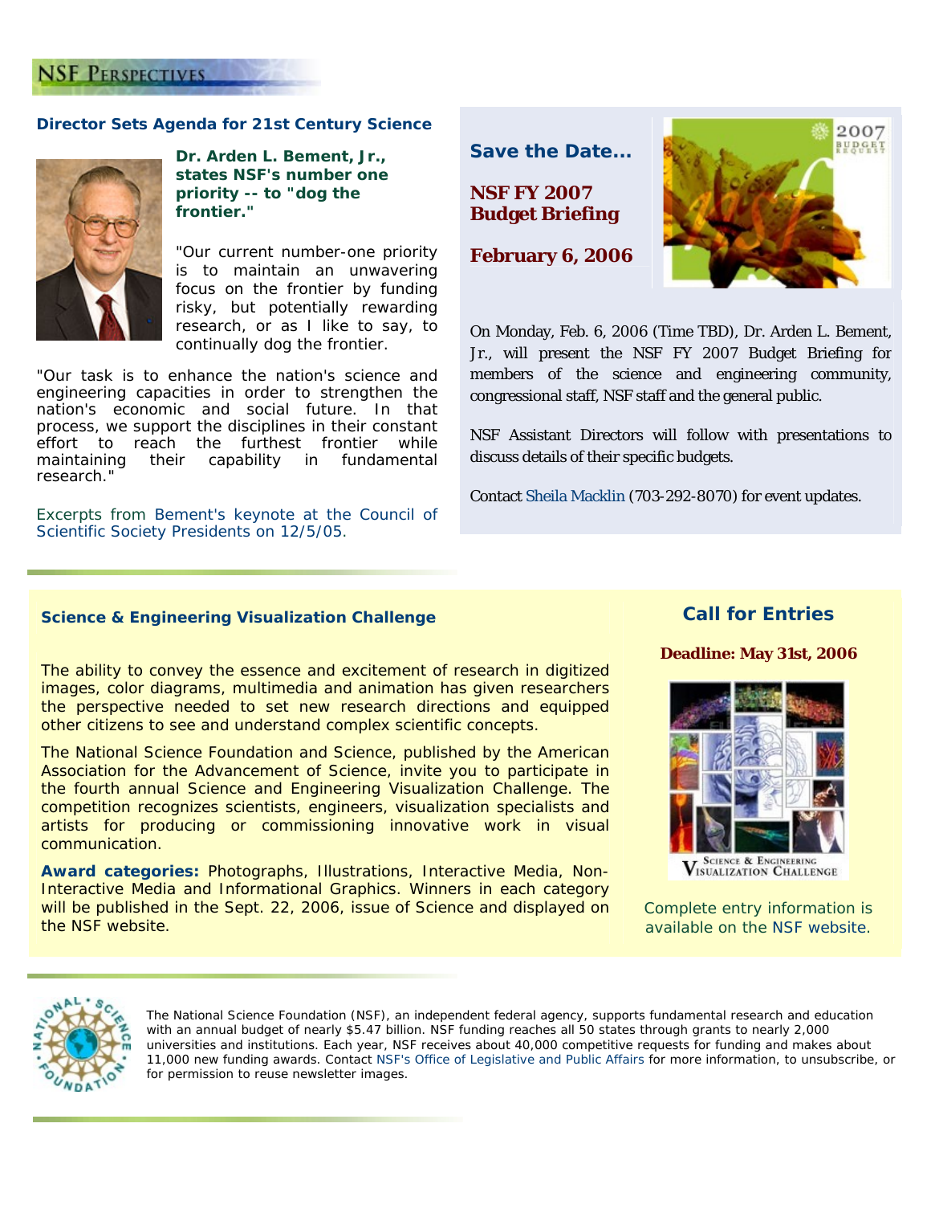## NSF Perspectives

### Director Sets Agenda for 21st Century Science

**Dr. Arden L. Bement, Jr., states NSF's number one priority -- to "dog the frontier."**

"Our current number-one priority is to maintain an unwavering focus on the frontier by funding risky, but potentially rewarding research, or as I like to say, to continually dog the frontier.

"Our task is to enhance the nation's science and engineering capacities in order to strengthen the nation's economic and social future. In that process, we support the disciplines in their constant effort to reach the furthest frontier while maintaining their capability in fundamental research."

Excerpts from Bement's keynote at the Council of Scientific Society Presidents on 12/5/05.

### Save the Date...

**NSF FY 2007 Budget Briefing**

**February 6, 2006**

On Monday, Feb. 6, 2006 (Time TBD), Dr. Arden L. Bement, Jr., will present the NSF FY 2007 Budget Briefing for members of the science and engineering community, congressional staff, NSF staff and the general public.

NSF Assistant Directors will follow with presentations to discuss details of their specific budgets.

Contact Sheila Macklin (703-292-8070) for event updates.

### Science & Engineering Visualization Challenge

The ability to convey the essence and excitement of research in digitized images, color diagrams, multimedia and animation has given researchers the perspective needed to set new research directions and equipped other citizens to see and understand complex scientific concepts.

The National Science Foundation and Science, published by the American Association for the Advancement of Science, invite you to participate in the fourth annual Science and Engineering Visualization Challenge. The competition recognizes scientists, engineers, visualization specialists and artists for producing or commissioning innovative work in visual communication.

**Award categories:** Photographs, Illustrations, Interactive Media, Non-Interactive Media and Informational Graphics. Winners in each category will be published in the Sept. 22, 2006, issue of Science and displayed on the NSF website.

### Call for Entries

**Deadline: May 31st, 2006**

Complete entry information is available on the NSF website.

The National Science Foundation (NSF), an independent federal agency, supports fundamental research and education with an annual budget of nearly $5.47 billion. NSF funding reaches all 50 states through grants to nearly 2,000 universities and institutions. Each year, NSF receives about 40,000 competitive requests for funding and makes about 11,000 new funding awards. Contact NSF's Office of Legislative and Public Affairs for more information, to unsubscribe, or for permission to reuse newsletter images.